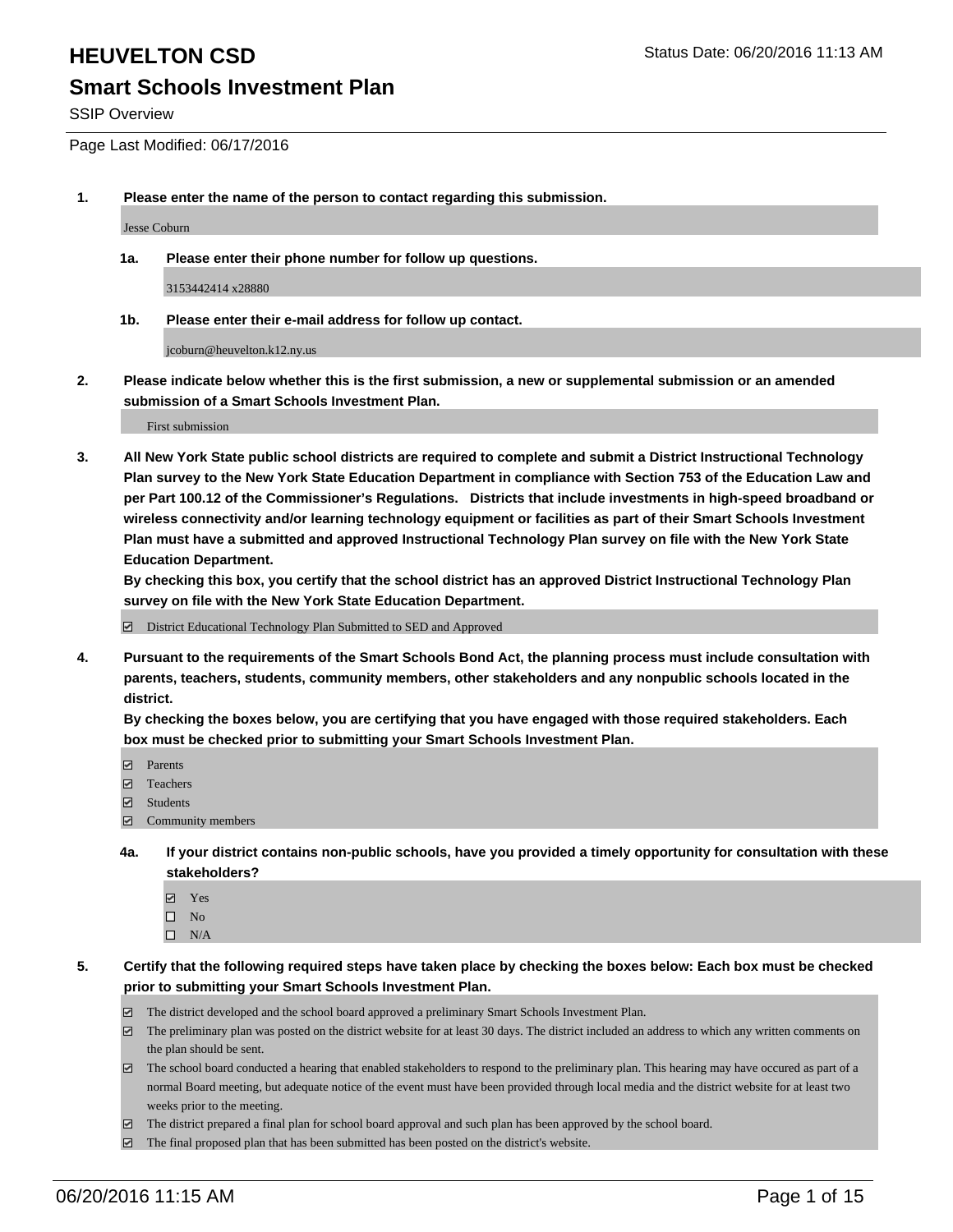# HEUVELTON CSD

Status Date: 06/20/2016 11:13 AM

## Smart Schools Investment Plan

SSIP Overview

Page Last Modified: 06/17/2016

**1. Please enter the name of the person to contact regarding this submission.**

Jesse Coburn

**1a. Please enter their phone number for follow up questions.**

3153442414 x28880

**1b. Please enter their e-mail address for follow up contact.**

jcoburn@heuvelton.k12.ny.us

**2. Please indicate below whether this is the first submission, a new or supplemental submission or an amended submission of a Smart Schools Investment Plan.**

First submission

**3. All New York State public school districts are required to complete and submit a District Instructional Technology Plan survey to the New York State Education Department in compliance with Section 753 of the Education Law and per Part 100.12 of the Commissioner's Regulations. Districts that include investments in high-speed broadband or wireless connectivity and/or learning technology equipment or facilities as part of their Smart Schools Investment Plan must have a submitted and approved Instructional Technology Plan survey on file with the New York State Education Department.**
**By checking this box, you certify that the school district has an approved District Instructional Technology Plan survey on file with the New York State Education Department.**

- [x] District Educational Technology Plan Submitted to SED and Approved

**4. Pursuant to the requirements of the Smart Schools Bond Act, the planning process must include consultation with parents, teachers, students, community members, other stakeholders and any nonpublic schools located in the district.**
**By checking the boxes below, you are certifying that you have engaged with those required stakeholders. Each box must be checked prior to submitting your Smart Schools Investment Plan.**

- [x] Parents
- [x] Teachers
- [x] Students
- [x] Community members

**4a. If your district contains non-public schools, have you provided a timely opportunity for consultation with these stakeholders?**

- [x] Yes
- [ ] No
- [ ] N/A

**5. Certify that the following required steps have taken place by checking the boxes below: Each box must be checked prior to submitting your Smart Schools Investment Plan.**

- [x] The district developed and the school board approved a preliminary Smart Schools Investment Plan.
- [x] The preliminary plan was posted on the district website for at least 30 days. The district included an address to which any written comments on the plan should be sent.
- [x] The school board conducted a hearing that enabled stakeholders to respond to the preliminary plan. This hearing may have occured as part of a normal Board meeting, but adequate notice of the event must have been provided through local media and the district website for at least two weeks prior to the meeting.
- [x] The district prepared a final plan for school board approval and such plan has been approved by the school board.
- [x] The final proposed plan that has been submitted has been posted on the district's website.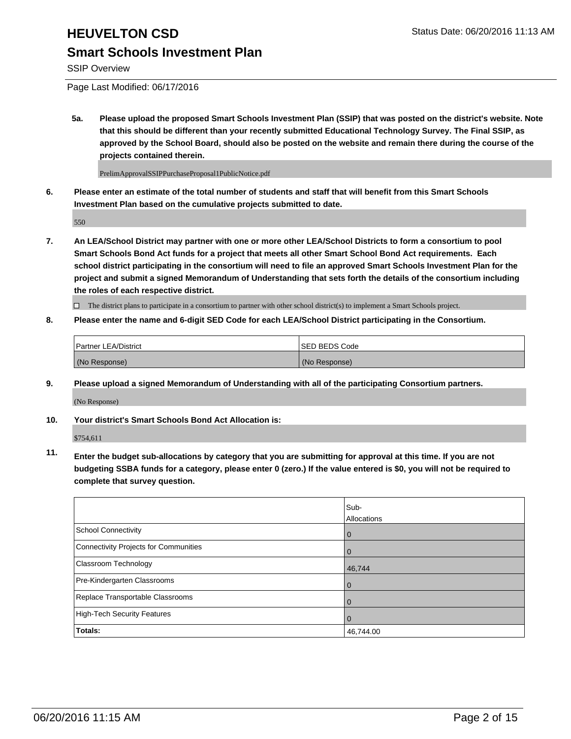# HEUVELTON CSD

## Smart Schools Investment Plan

SSIP Overview

Page Last Modified: 06/17/2016

**5a. Please upload the proposed Smart Schools Investment Plan (SSIP) that was posted on the district's website. Note that this should be different than your recently submitted Educational Technology Survey. The Final SSIP, as approved by the School Board, should also be posted on the website and remain there during the course of the projects contained therein.**

PrelimApprovalSSIPPurchaseProposal1PublicNotice.pdf

**6. Please enter an estimate of the total number of students and staff that will benefit from this Smart Schools Investment Plan based on the cumulative projects submitted to date.**

550

**7. An LEA/School District may partner with one or more other LEA/School Districts to form a consortium to pool Smart Schools Bond Act funds for a project that meets all other Smart School Bond Act requirements. Each school district participating in the consortium will need to file an approved Smart Schools Investment Plan for the project and submit a signed Memorandum of Understanding that sets forth the details of the consortium including the roles of each respective district.**

☐ The district plans to participate in a consortium to partner with other school district(s) to implement a Smart Schools project.

**8. Please enter the name and 6-digit SED Code for each LEA/School District participating in the Consortium.**

| Partner LEA/District | SED BEDS Code |
|---|---|
| (No Response) | (No Response) |

**9. Please upload a signed Memorandum of Understanding with all of the participating Consortium partners.**

(No Response)

**10. Your district's Smart Schools Bond Act Allocation is:**

$754,611

**11. Enter the budget sub-allocations by category that you are submitting for approval at this time. If you are not budgeting SSBA funds for a category, please enter 0 (zero.) If the value entered is $0, you will not be required to complete that survey question.**

| | Sub-Allocations |
|---|---|
| School Connectivity | 0 |
| Connectivity Projects for Communities | 0 |
| Classroom Technology | 46,744 |
| Pre-Kindergarten Classrooms | 0 |
| Replace Transportable Classrooms | 0 |
| High-Tech Security Features | 0 |
| **Totals:** | 46,744.00 |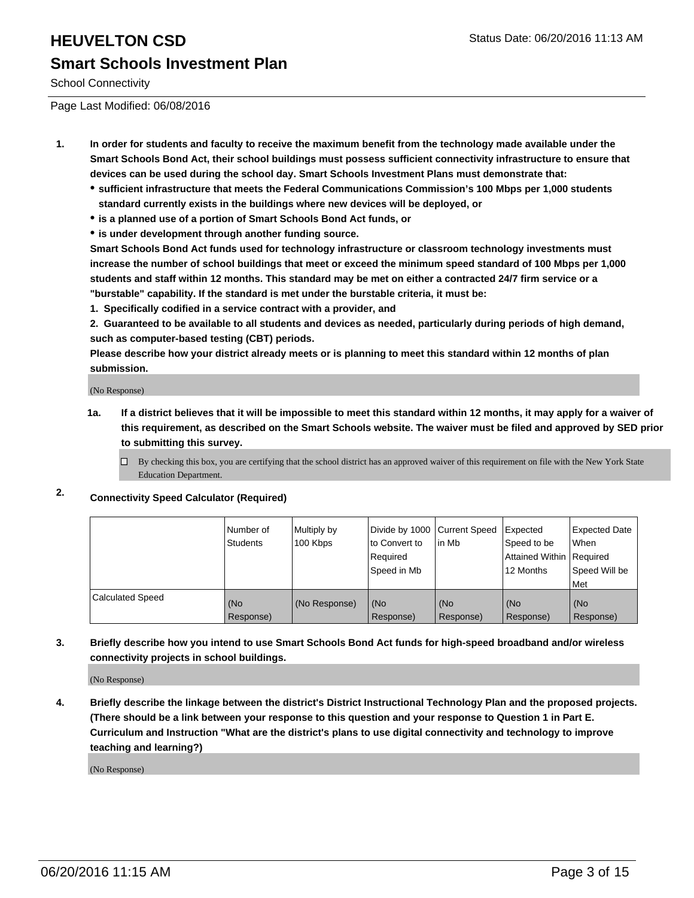# HEUVELTON CSD

Status Date: 06/20/2016 11:13 AM

## Smart Schools Investment Plan

School Connectivity

Page Last Modified: 06/08/2016

**1. In order for students and faculty to receive the maximum benefit from the technology made available under the Smart Schools Bond Act, their school buildings must possess sufficient connectivity infrastructure to ensure that devices can be used during the school day. Smart Schools Investment Plans must demonstrate that:**

- **sufficient infrastructure that meets the Federal Communications Commission's 100 Mbps per 1,000 students standard currently exists in the buildings where new devices will be deployed, or**
- **is a planned use of a portion of Smart Schools Bond Act funds, or**
- **is under development through another funding source.**

**Smart Schools Bond Act funds used for technology infrastructure or classroom technology investments must increase the number of school buildings that meet or exceed the minimum speed standard of 100 Mbps per 1,000 students and staff within 12 months. This standard may be met on either a contracted 24/7 firm service or a "burstable" capability. If the standard is met under the burstable criteria, it must be:**

**1. Specifically codified in a service contract with a provider, and**

**2. Guaranteed to be available to all students and devices as needed, particularly during periods of high demand, such as computer-based testing (CBT) periods.**

**Please describe how your district already meets or is planning to meet this standard within 12 months of plan submission.**

(No Response)

**1a. If a district believes that it will be impossible to meet this standard within 12 months, it may apply for a waiver of this requirement, as described on the Smart Schools website. The waiver must be filed and approved by SED prior to submitting this survey.**

☐ By checking this box, you are certifying that the school district has an approved waiver of this requirement on file with the New York State Education Department.

**2. Connectivity Speed Calculator (Required)**

| | Number of Students | Multiply by 100 Kbps | Divide by 1000 to Convert to Required Speed in Mb | Current Speed in Mb | Expected Speed to be Attained Within 12 Months | Expected Date When Required Speed Will be Met |
|---|---|---|---|---|---|---|
| Calculated Speed | (No Response) | (No Response) | (No Response) | (No Response) | (No Response) | (No Response) |

**3. Briefly describe how you intend to use Smart Schools Bond Act funds for high-speed broadband and/or wireless connectivity projects in school buildings.**

(No Response)

**4. Briefly describe the linkage between the district's District Instructional Technology Plan and the proposed projects. (There should be a link between your response to this question and your response to Question 1 in Part E. Curriculum and Instruction "What are the district's plans to use digital connectivity and technology to improve teaching and learning?)**

(No Response)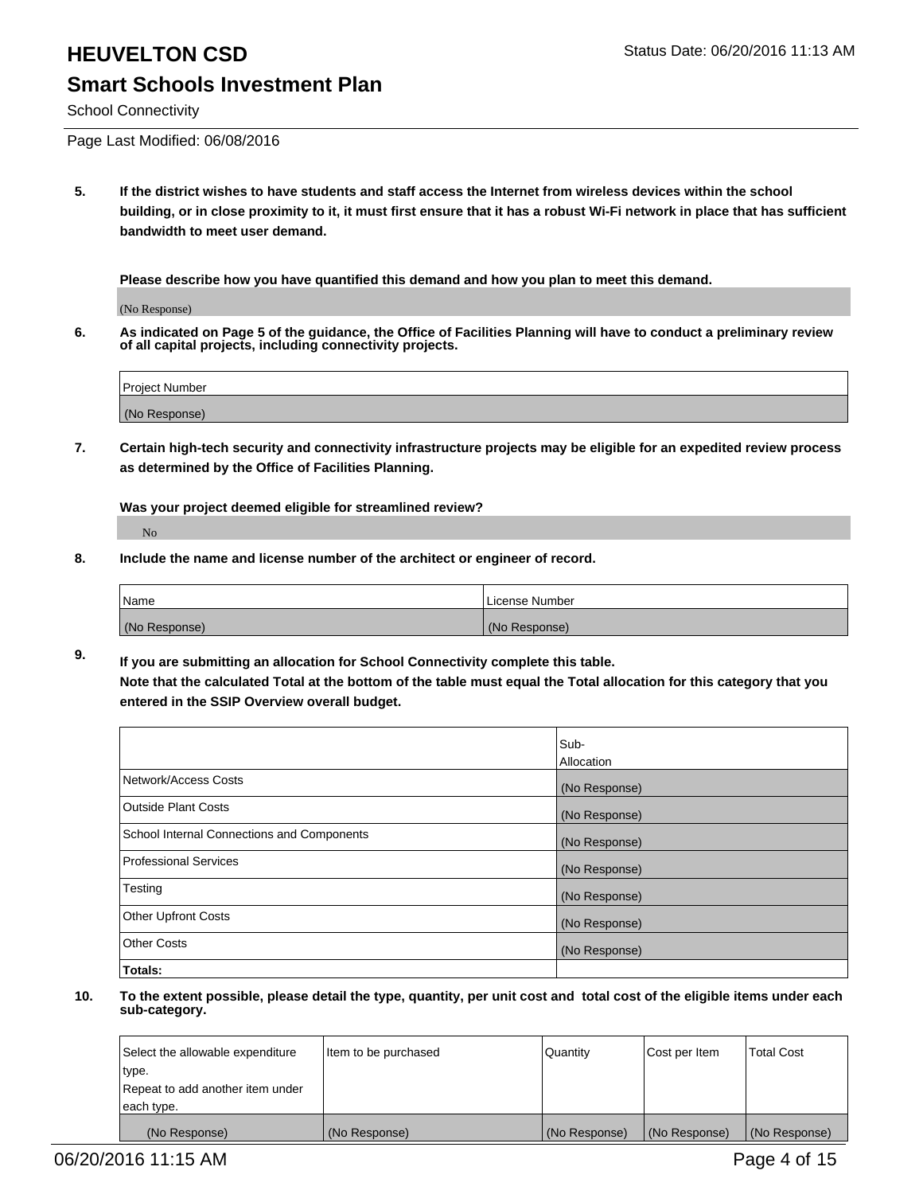# HEUVELTON CSD

Status Date: 06/20/2016 11:13 AM

## Smart Schools Investment Plan

School Connectivity

Page Last Modified: 06/08/2016

**5. If the district wishes to have students and staff access the Internet from wireless devices within the school building, or in close proximity to it, it must first ensure that it has a robust Wi-Fi network in place that has sufficient bandwidth to meet user demand.**

**Please describe how you have quantified this demand and how you plan to meet this demand.**

(No Response)

**6. As indicated on Page 5 of the guidance, the Office of Facilities Planning will have to conduct a preliminary review of all capital projects, including connectivity projects.**

| Project Number |
|---|
| (No Response) |

**7. Certain high-tech security and connectivity infrastructure projects may be eligible for an expedited review process as determined by the Office of Facilities Planning.**

**Was your project deemed eligible for streamlined review?**

No

**8. Include the name and license number of the architect or engineer of record.**

| Name | License Number |
|---|---|
| (No Response) | (No Response) |

**9. If you are submitting an allocation for School Connectivity complete this table.**
**Note that the calculated Total at the bottom of the table must equal the Total allocation for this category that you entered in the SSIP Overview overall budget.**

| | Sub-Allocation |
|---|---|
| Network/Access Costs | (No Response) |
| Outside Plant Costs | (No Response) |
| School Internal Connections and Components | (No Response) |
| Professional Services | (No Response) |
| Testing | (No Response) |
| Other Upfront Costs | (No Response) |
| Other Costs | (No Response) |
| **Totals:** | |

**10. To the extent possible, please detail the type, quantity, per unit cost and total cost of the eligible items under each sub-category.**

| Select the allowable expenditure type. Repeat to add another item under each type. | Item to be purchased | Quantity | Cost per Item | Total Cost |
|---|---|---|---|---|
| (No Response) | (No Response) | (No Response) | (No Response) | (No Response) |

06/20/2016 11:15 AM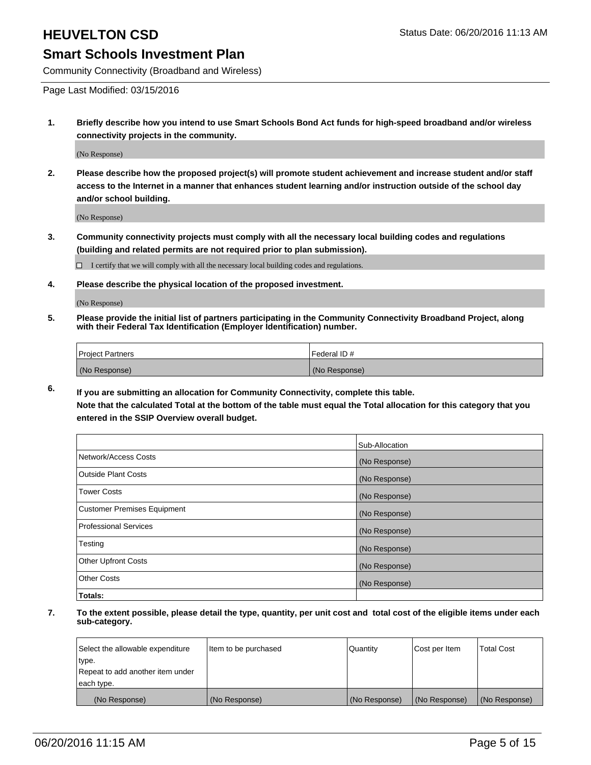# HEUVELTON CSD

Status Date: 06/20/2016 11:13 AM

## Smart Schools Investment Plan

Community Connectivity (Broadband and Wireless)

Page Last Modified: 03/15/2016

**1. Briefly describe how you intend to use Smart Schools Bond Act funds for high-speed broadband and/or wireless connectivity projects in the community.**

(No Response)

**2. Please describe how the proposed project(s) will promote student achievement and increase student and/or staff access to the Internet in a manner that enhances student learning and/or instruction outside of the school day and/or school building.**

(No Response)

**3. Community connectivity projects must comply with all the necessary local building codes and regulations (building and related permits are not required prior to plan submission).**

☐ I certify that we will comply with all the necessary local building codes and regulations.

**4. Please describe the physical location of the proposed investment.**

(No Response)

**5. Please provide the initial list of partners participating in the Community Connectivity Broadband Project, along with their Federal Tax Identification (Employer Identification) number.**

| Project Partners | Federal ID # |
|---|---|
| (No Response) | (No Response) |

**6. If you are submitting an allocation for Community Connectivity, complete this table. Note that the calculated Total at the bottom of the table must equal the Total allocation for this category that you entered in the SSIP Overview overall budget.**

| | Sub-Allocation |
|---|---|
| Network/Access Costs | (No Response) |
| Outside Plant Costs | (No Response) |
| Tower Costs | (No Response) |
| Customer Premises Equipment | (No Response) |
| Professional Services | (No Response) |
| Testing | (No Response) |
| Other Upfront Costs | (No Response) |
| Other Costs | (No Response) |
| **Totals:** | |

**7. To the extent possible, please detail the type, quantity, per unit cost and total cost of the eligible items under each sub-category.**

| Select the allowable expenditure type. Repeat to add another item under each type. | Item to be purchased | Quantity | Cost per Item | Total Cost |
|---|---|---|---|---|
| (No Response) | (No Response) | (No Response) | (No Response) | (No Response) |

06/20/2016 11:15 AM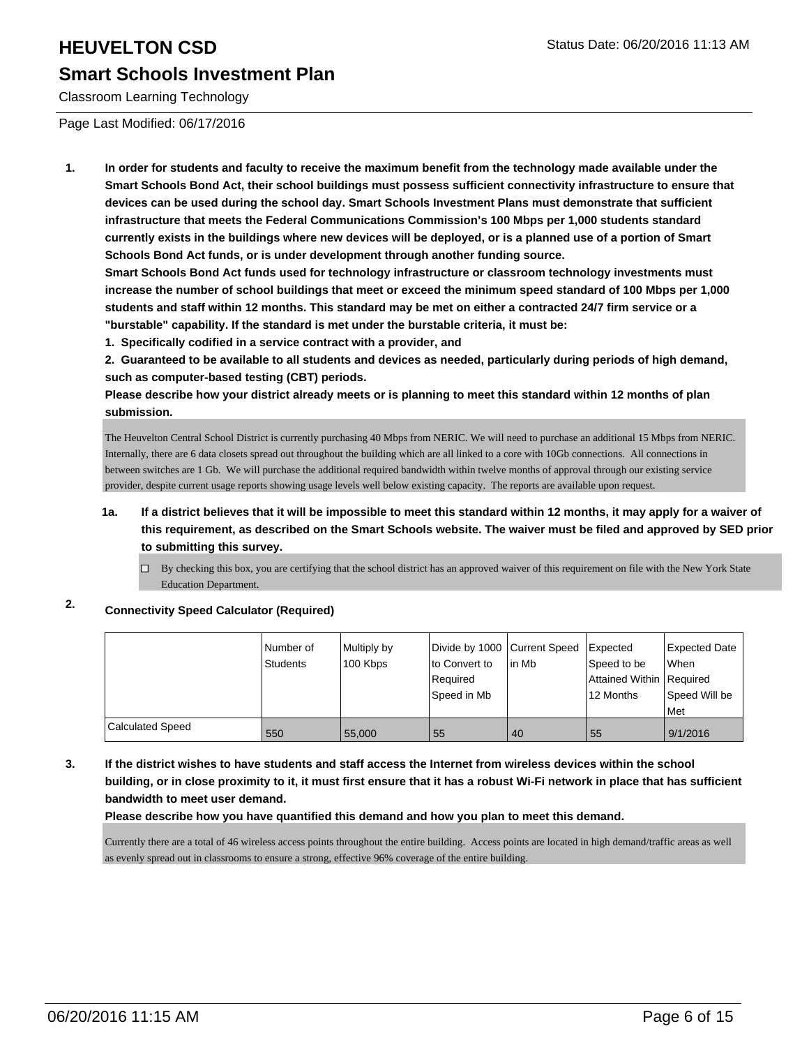# HEUVELTON CSD

Status Date: 06/20/2016 11:13 AM

## Smart Schools Investment Plan

Classroom Learning Technology

Page Last Modified: 06/17/2016

1. **In order for students and faculty to receive the maximum benefit from the technology made available under the Smart Schools Bond Act, their school buildings must possess sufficient connectivity infrastructure to ensure that devices can be used during the school day. Smart Schools Investment Plans must demonstrate that sufficient infrastructure that meets the Federal Communications Commission's 100 Mbps per 1,000 students standard currently exists in the buildings where new devices will be deployed, or is a planned use of a portion of Smart Schools Bond Act funds, or is under development through another funding source.**

   **Smart Schools Bond Act funds used for technology infrastructure or classroom technology investments must increase the number of school buildings that meet or exceed the minimum speed standard of 100 Mbps per 1,000 students and staff within 12 months. This standard may be met on either a contracted 24/7 firm service or a "burstable" capability. If the standard is met under the burstable criteria, it must be:**

   **1. Specifically codified in a service contract with a provider, and**

   **2. Guaranteed to be available to all students and devices as needed, particularly during periods of high demand, such as computer-based testing (CBT) periods.**

   **Please describe how your district already meets or is planning to meet this standard within 12 months of plan submission.**

   The Heuvelton Central School District is currently purchasing 40 Mbps from NERIC. We will need to purchase an additional 15 Mbps from NERIC. Internally, there are 6 data closets spread out throughout the building which are all linked to a core with 10Gb connections. All connections in between switches are 1 Gb. We will purchase the additional required bandwidth within twelve months of approval through our existing service provider, despite current usage reports showing usage levels well below existing capacity. The reports are available upon request.

   1a. **If a district believes that it will be impossible to meet this standard within 12 months, it may apply for a waiver of this requirement, as described on the Smart Schools website. The waiver must be filed and approved by SED prior to submitting this survey.**

   ☐ By checking this box, you are certifying that the school district has an approved waiver of this requirement on file with the New York State Education Department.

2. **Connectivity Speed Calculator (Required)**

| | Number of Students | Multiply by 100 Kbps | Divide by 1000 to Convert to Required Speed in Mb | Current Speed in Mb | Expected Speed to be Attained Within 12 Months | Expected Date When Required Speed Will be Met |
|---|---|---|---|---|---|---|
| Calculated Speed | 550 | 55,000 | 55 | 40 | 55 | 9/1/2016 |

3. **If the district wishes to have students and staff access the Internet from wireless devices within the school building, or in close proximity to it, it must first ensure that it has a robust Wi-Fi network in place that has sufficient bandwidth to meet user demand.**

   **Please describe how you have quantified this demand and how you plan to meet this demand.**

   Currently there are a total of 46 wireless access points throughout the entire building. Access points are located in high demand/traffic areas as well as evenly spread out in classrooms to ensure a strong, effective 96% coverage of the entire building.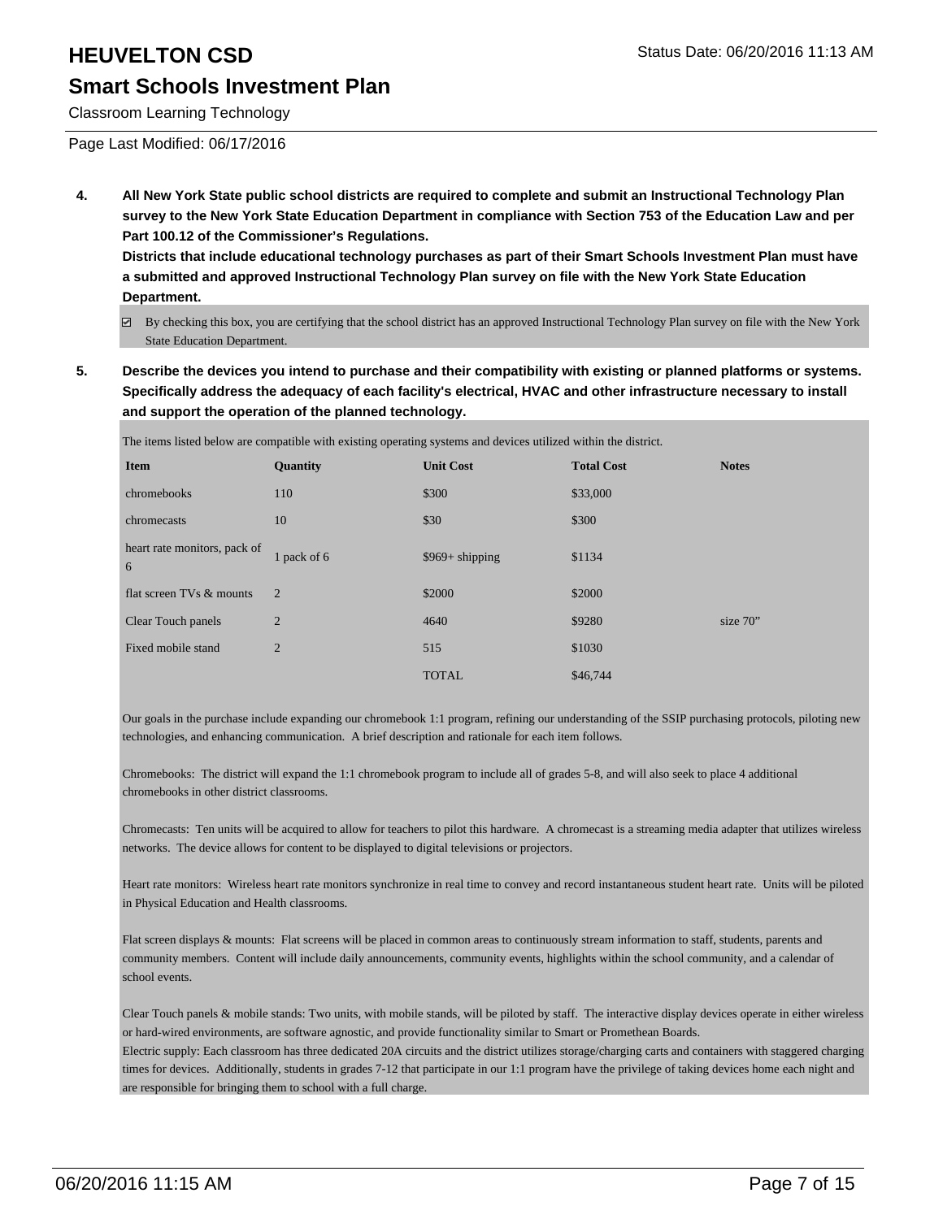# HEUVELTON CSD

## Smart Schools Investment Plan

Classroom Learning Technology

Page Last Modified: 06/17/2016

**4. All New York State public school districts are required to complete and submit an Instructional Technology Plan survey to the New York State Education Department in compliance with Section 753 of the Education Law and per Part 100.12 of the Commissioner's Regulations.**

**Districts that include educational technology purchases as part of their Smart Schools Investment Plan must have a submitted and approved Instructional Technology Plan survey on file with the New York State Education Department.**

☑ By checking this box, you are certifying that the school district has an approved Instructional Technology Plan survey on file with the New York State Education Department.

**5. Describe the devices you intend to purchase and their compatibility with existing or planned platforms or systems. Specifically address the adequacy of each facility's electrical, HVAC and other infrastructure necessary to install and support the operation of the planned technology.**

The items listed below are compatible with existing operating systems and devices utilized within the district.

| Item | Quantity | Unit Cost | Total Cost | Notes |
|---|---|---|---|---|
| chromebooks | 110 | $300 | $33,000 | |
| chromecasts | 10 | $30 | $300 | |
| heart rate monitors, pack of 6 | 1 pack of 6 | $969+ shipping | $1134 | |
| flat screen TVs & mounts | 2 | $2000 | $2000 | |
| Clear Touch panels | 2 | 4640 | $9280 | size 70" |
| Fixed mobile stand | 2 | 515 | $1030 | |
| | | TOTAL | $46,744 | |

Our goals in the purchase include expanding our chromebook 1:1 program, refining our understanding of the SSIP purchasing protocols, piloting new technologies, and enhancing communication. A brief description and rationale for each item follows.

Chromebooks: The district will expand the 1:1 chromebook program to include all of grades 5-8, and will also seek to place 4 additional chromebooks in other district classrooms.

Chromecasts: Ten units will be acquired to allow for teachers to pilot this hardware. A chromecast is a streaming media adapter that utilizes wireless networks. The device allows for content to be displayed to digital televisions or projectors.

Heart rate monitors: Wireless heart rate monitors synchronize in real time to convey and record instantaneous student heart rate. Units will be piloted in Physical Education and Health classrooms.

Flat screen displays & mounts: Flat screens will be placed in common areas to continuously stream information to staff, students, parents and community members. Content will include daily announcements, community events, highlights within the school community, and a calendar of school events.

Clear Touch panels & mobile stands: Two units, with mobile stands, will be piloted by staff. The interactive display devices operate in either wireless or hard-wired environments, are software agnostic, and provide functionality similar to Smart or Promethean Boards.
Electric supply: Each classroom has three dedicated 20A circuits and the district utilizes storage/charging carts and containers with staggered charging times for devices. Additionally, students in grades 7-12 that participate in our 1:1 program have the privilege of taking devices home each night and are responsible for bringing them to school with a full charge.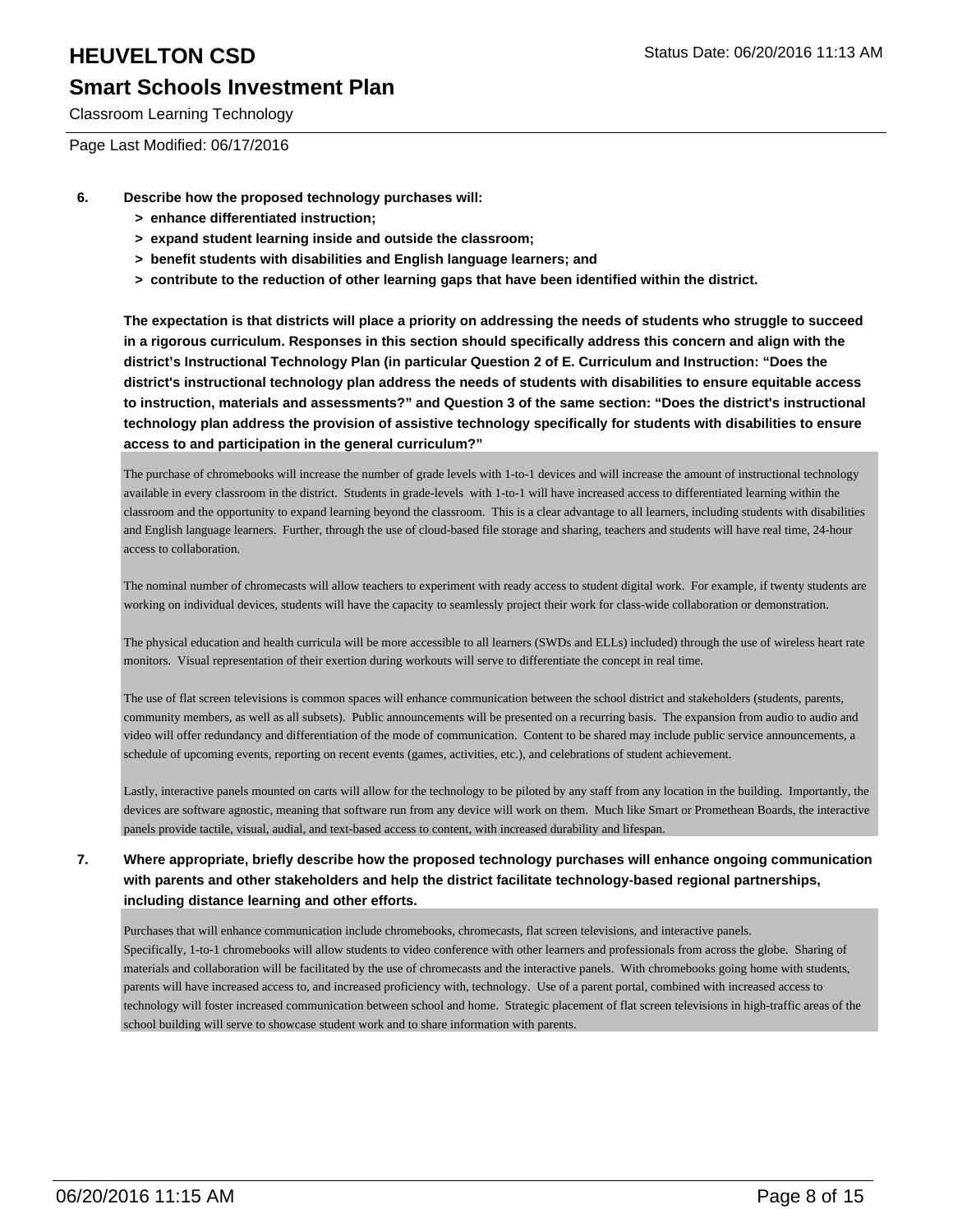# HEUVELTON CSD

## Smart Schools Investment Plan

Classroom Learning Technology

Page Last Modified: 06/17/2016

**6. Describe how the proposed technology purchases will:**
- **> enhance differentiated instruction;**
- **> expand student learning inside and outside the classroom;**
- **> benefit students with disabilities and English language learners; and**
- **> contribute to the reduction of other learning gaps that have been identified within the district.**

**The expectation is that districts will place a priority on addressing the needs of students who struggle to succeed in a rigorous curriculum. Responses in this section should specifically address this concern and align with the district's Instructional Technology Plan (in particular Question 2 of E. Curriculum and Instruction: "Does the district's instructional technology plan address the needs of students with disabilities to ensure equitable access to instruction, materials and assessments?" and Question 3 of the same section: "Does the district's instructional technology plan address the provision of assistive technology specifically for students with disabilities to ensure access to and participation in the general curriculum?"**

The purchase of chromebooks will increase the number of grade levels with 1-to-1 devices and will increase the amount of instructional technology available in every classroom in the district. Students in grade-levels with 1-to-1 will have increased access to differentiated learning within the classroom and the opportunity to expand learning beyond the classroom. This is a clear advantage to all learners, including students with disabilities and English language learners. Further, through the use of cloud-based file storage and sharing, teachers and students will have real time, 24-hour access to collaboration.

The nominal number of chromecasts will allow teachers to experiment with ready access to student digital work. For example, if twenty students are working on individual devices, students will have the capacity to seamlessly project their work for class-wide collaboration or demonstration.

The physical education and health curricula will be more accessible to all learners (SWDs and ELLs) included) through the use of wireless heart rate monitors. Visual representation of their exertion during workouts will serve to differentiate the concept in real time.

The use of flat screen televisions is common spaces will enhance communication between the school district and stakeholders (students, parents, community members, as well as all subsets). Public announcements will be presented on a recurring basis. The expansion from audio to audio and video will offer redundancy and differentiation of the mode of communication. Content to be shared may include public service announcements, a schedule of upcoming events, reporting on recent events (games, activities, etc.), and celebrations of student achievement.

Lastly, interactive panels mounted on carts will allow for the technology to be piloted by any staff from any location in the building. Importantly, the devices are software agnostic, meaning that software run from any device will work on them. Much like Smart or Promethean Boards, the interactive panels provide tactile, visual, audial, and text-based access to content, with increased durability and lifespan.

**7. Where appropriate, briefly describe how the proposed technology purchases will enhance ongoing communication with parents and other stakeholders and help the district facilitate technology-based regional partnerships, including distance learning and other efforts.**

Purchases that will enhance communication include chromebooks, chromecasts, flat screen televisions, and interactive panels.
Specifically, 1-to-1 chromebooks will allow students to video conference with other learners and professionals from across the globe. Sharing of materials and collaboration will be facilitated by the use of chromecasts and the interactive panels. With chromebooks going home with students, parents will have increased access to, and increased proficiency with, technology. Use of a parent portal, combined with increased access to technology will foster increased communication between school and home. Strategic placement of flat screen televisions in high-traffic areas of the school building will serve to showcase student work and to share information with parents.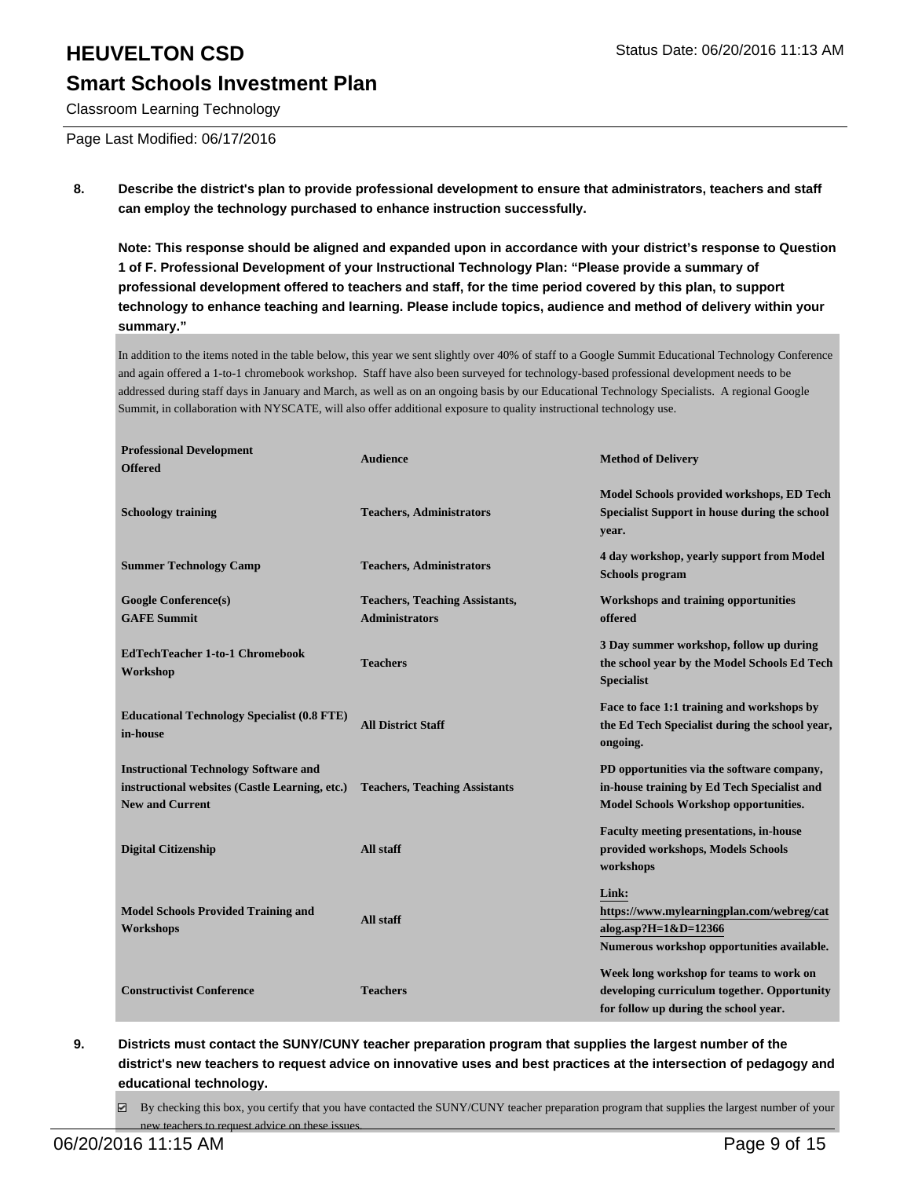Page Last Modified: 06/17/2016

**8. Describe the district's plan to provide professional development to ensure that administrators, teachers and staff can employ the technology purchased to enhance instruction successfully.**

**Note: This response should be aligned and expanded upon in accordance with your district's response to Question 1 of F. Professional Development of your Instructional Technology Plan: "Please provide a summary of professional development offered to teachers and staff, for the time period covered by this plan, to support technology to enhance teaching and learning. Please include topics, audience and method of delivery within your summary."**

In addition to the items noted in the table below, this year we sent slightly over 40% of staff to a Google Summit Educational Technology Conference and again offered a 1-to-1 chromebook workshop. Staff have also been surveyed for technology-based professional development needs to be addressed during staff days in January and March, as well as on an ongoing basis by our Educational Technology Specialists. A regional Google Summit, in collaboration with NYSCATE, will also offer additional exposure to quality instructional technology use.

| Professional Development Offered | Audience | Method of Delivery |
|---|---|---|
| Schoology training | Teachers, Administrators | Model Schools provided workshops, ED Tech Specialist Support in house during the school year. |
| Summer Technology Camp | Teachers, Administrators | 4 day workshop, yearly support from Model Schools program |
| Google Conference(s) GAFE Summit | Teachers, Teaching Assistants, Administrators | Workshops and training opportunities offered |
| EdTechTeacher 1-to-1 Chromebook Workshop | Teachers | 3 Day summer workshop, follow up during the school year by the Model Schools Ed Tech Specialist |
| Educational Technology Specialist (0.8 FTE) in-house | All District Staff | Face to face 1:1 training and workshops by the Ed Tech Specialist during the school year, ongoing. |
| Instructional Technology Software and instructional websites (Castle Learning, etc.) New and Current | Teachers, Teaching Assistants | PD opportunities via the software company, in-house training by Ed Tech Specialist and Model Schools Workshop opportunities. |
| Digital Citizenship | All staff | Faculty meeting presentations, in-house provided workshops, Models Schools workshops |
| Model Schools Provided Training and Workshops | All staff | Link: https://www.mylearningplan.com/webreg/catalog.asp?H=1&D=12366 Numerous workshop opportunities available. |
| Constructivist Conference | Teachers | Week long workshop for teams to work on developing curriculum together. Opportunity for follow up during the school year. |

**9. Districts must contact the SUNY/CUNY teacher preparation program that supplies the largest number of the district's new teachers to request advice on innovative uses and best practices at the intersection of pedagogy and educational technology.**

☑ By checking this box, you certify that you have contacted the SUNY/CUNY teacher preparation program that supplies the largest number of your new teachers to request advice on these issues.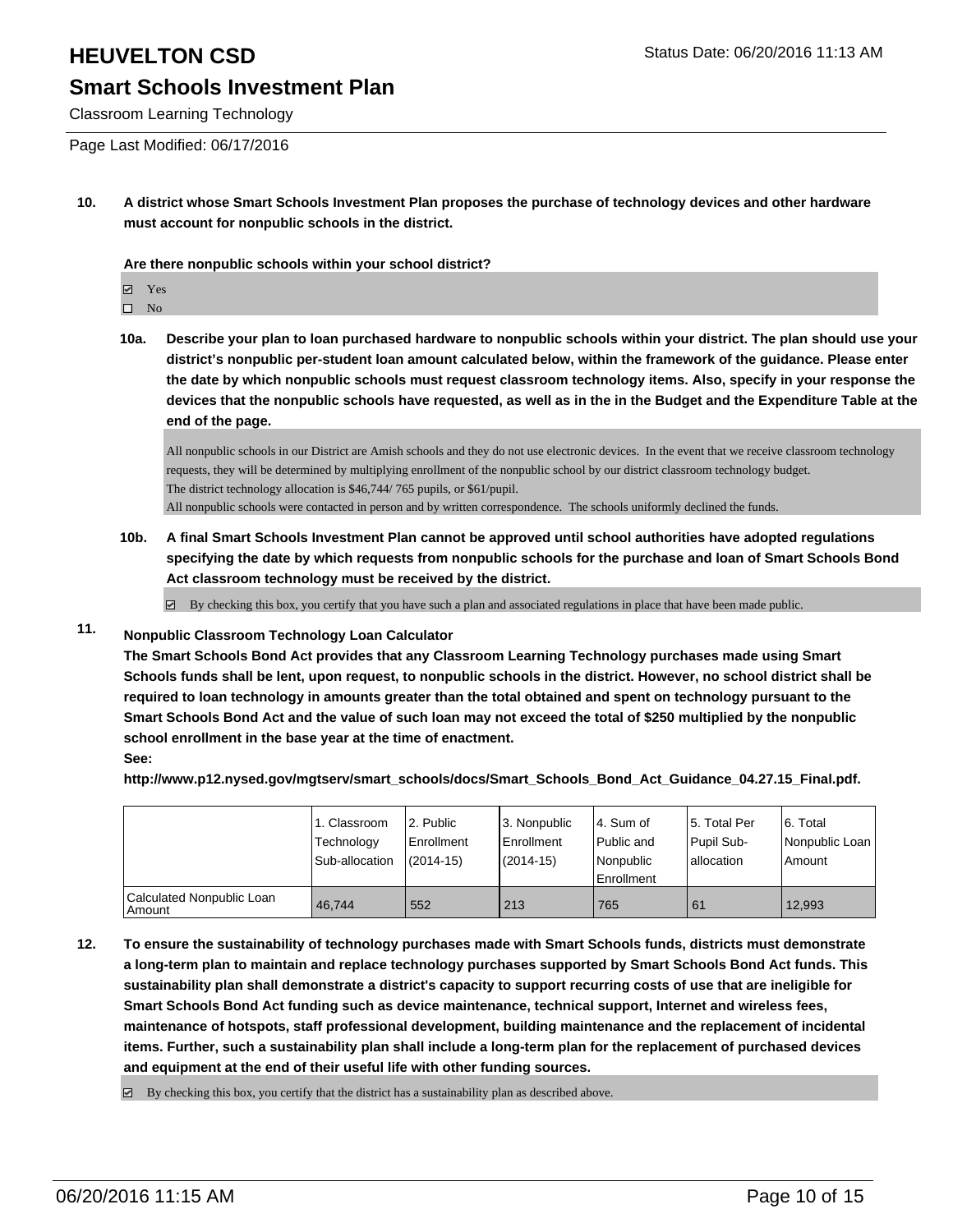**10. A district whose Smart Schools Investment Plan proposes the purchase of technology devices and other hardware must account for nonpublic schools in the district.**

**Are there nonpublic schools within your school district?**

- ☑ Yes
- ☐ No

**10a. Describe your plan to loan purchased hardware to nonpublic schools within your district. The plan should use your district's nonpublic per-student loan amount calculated below, within the framework of the guidance. Please enter the date by which nonpublic schools must request classroom technology items. Also, specify in your response the devices that the nonpublic schools have requested, as well as in the in the Budget and the Expenditure Table at the end of the page.**

All nonpublic schools in our District are Amish schools and they do not use electronic devices. In the event that we receive classroom technology requests, they will be determined by multiplying enrollment of the nonpublic school by our district classroom technology budget.
The district technology allocation is $46,744/ 765 pupils, or $61/pupil.
All nonpublic schools were contacted in person and by written correspondence. The schools uniformly declined the funds.

**10b. A final Smart Schools Investment Plan cannot be approved until school authorities have adopted regulations specifying the date by which requests from nonpublic schools for the purchase and loan of Smart Schools Bond Act classroom technology must be received by the district.**

☑ By checking this box, you certify that you have such a plan and associated regulations in place that have been made public.

**11. Nonpublic Classroom Technology Loan Calculator**

**The Smart Schools Bond Act provides that any Classroom Learning Technology purchases made using Smart Schools funds shall be lent, upon request, to nonpublic schools in the district. However, no school district shall be required to loan technology in amounts greater than the total obtained and spent on technology pursuant to the Smart Schools Bond Act and the value of such loan may not exceed the total of $250 multiplied by the nonpublic school enrollment in the base year at the time of enactment.**

**See:**

**http://www.p12.nysed.gov/mgtserv/smart_schools/docs/Smart_Schools_Bond_Act_Guidance_04.27.15_Final.pdf.**

| | 1. Classroom Technology Sub-allocation | 2. Public Enrollment (2014-15) | 3. Nonpublic Enrollment (2014-15) | 4. Sum of Public and Nonpublic Enrollment | 5. Total Per Pupil Sub-allocation | 6. Total Nonpublic Loan Amount |
|---|---|---|---|---|---|---|
| Calculated Nonpublic Loan Amount | 46,744 | 552 | 213 | 765 | 61 | 12,993 |

**12. To ensure the sustainability of technology purchases made with Smart Schools funds, districts must demonstrate a long-term plan to maintain and replace technology purchases supported by Smart Schools Bond Act funds. This sustainability plan shall demonstrate a district's capacity to support recurring costs of use that are ineligible for Smart Schools Bond Act funding such as device maintenance, technical support, Internet and wireless fees, maintenance of hotspots, staff professional development, building maintenance and the replacement of incidental items. Further, such a sustainability plan shall include a long-term plan for the replacement of purchased devices and equipment at the end of their useful life with other funding sources.**

☑ By checking this box, you certify that the district has a sustainability plan as described above.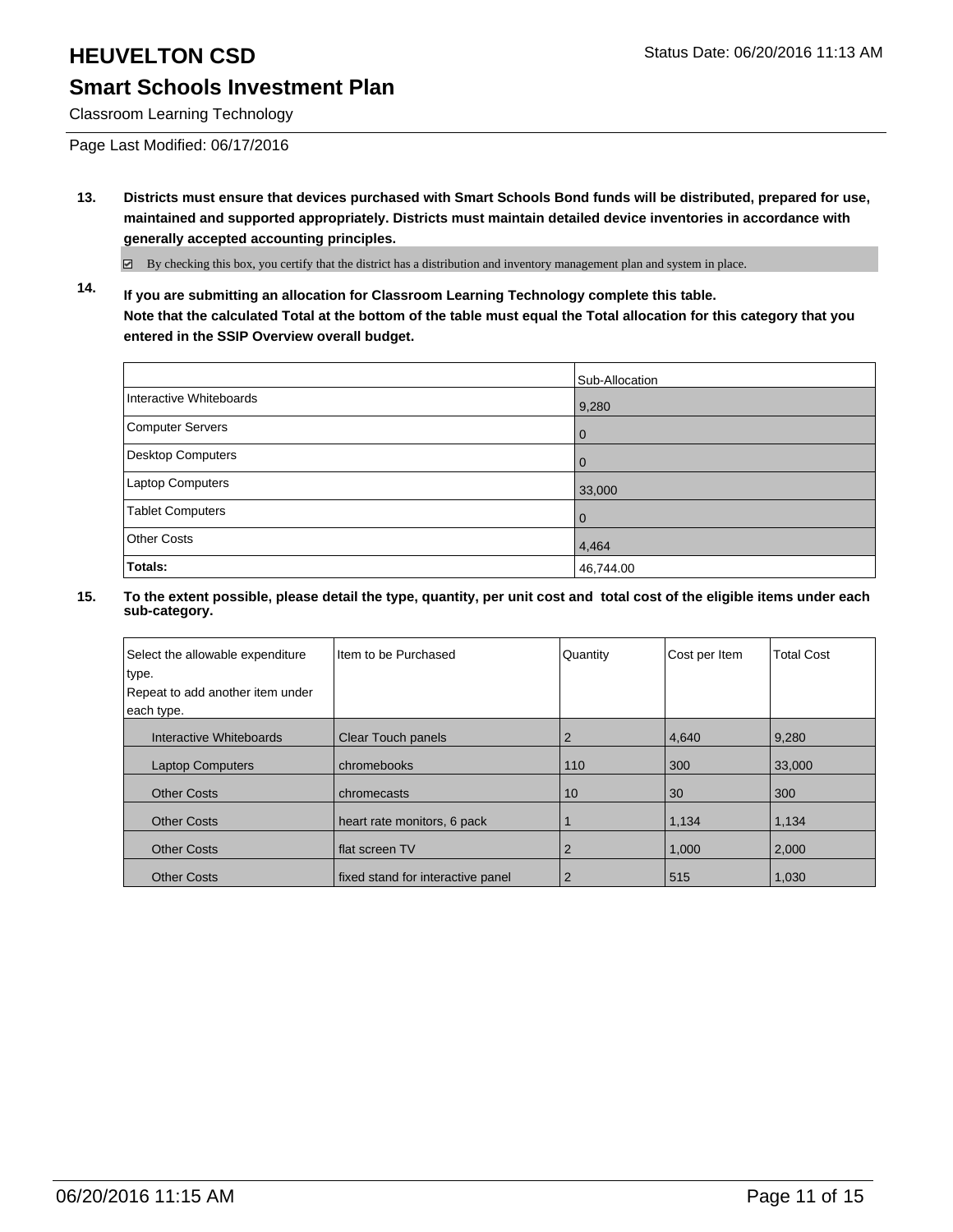# HEUVELTON CSD

Status Date: 06/20/2016 11:13 AM

## Smart Schools Investment Plan

Classroom Learning Technology

Page Last Modified: 06/17/2016

**13. Districts must ensure that devices purchased with Smart Schools Bond funds will be distributed, prepared for use, maintained and supported appropriately. Districts must maintain detailed device inventories in accordance with generally accepted accounting principles.**

☑ By checking this box, you certify that the district has a distribution and inventory management plan and system in place.

**14. If you are submitting an allocation for Classroom Learning Technology complete this table.**
**Note that the calculated Total at the bottom of the table must equal the Total allocation for this category that you entered in the SSIP Overview overall budget.**

| | Sub-Allocation |
|---|---|
| Interactive Whiteboards | 9,280 |
| Computer Servers | 0 |
| Desktop Computers | 0 |
| Laptop Computers | 33,000 |
| Tablet Computers | 0 |
| Other Costs | 4,464 |
| **Totals:** | 46,744.00 |

**15. To the extent possible, please detail the type, quantity, per unit cost and total cost of the eligible items under each sub-category.**

| Select the allowable expenditure type. Repeat to add another item under each type. | Item to be Purchased | Quantity | Cost per Item | Total Cost |
|---|---|---|---|---|
| Interactive Whiteboards | Clear Touch panels | 2 | 4,640 | 9,280 |
| Laptop Computers | chromebooks | 110 | 300 | 33,000 |
| Other Costs | chromecasts | 10 | 30 | 300 |
| Other Costs | heart rate monitors, 6 pack | 1 | 1,134 | 1,134 |
| Other Costs | flat screen TV | 2 | 1,000 | 2,000 |
| Other Costs | fixed stand for interactive panel | 2 | 515 | 1,030 |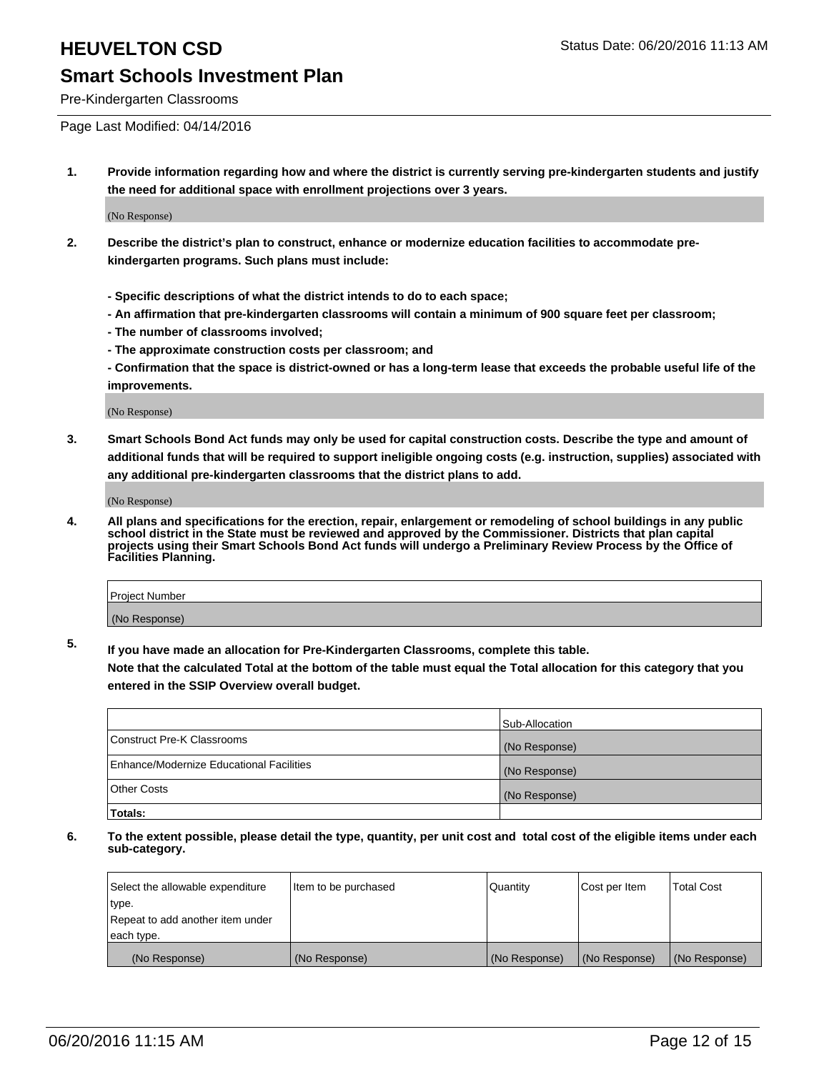# HEUVELTON CSD

Status Date: 06/20/2016 11:13 AM

## Smart Schools Investment Plan

Pre-Kindergarten Classrooms

Page Last Modified: 04/14/2016

**1. Provide information regarding how and where the district is currently serving pre-kindergarten students and justify the need for additional space with enrollment projections over 3 years.**

(No Response)

**2. Describe the district's plan to construct, enhance or modernize education facilities to accommodate pre-kindergarten programs. Such plans must include:**

**- Specific descriptions of what the district intends to do to each space;**
**- An affirmation that pre-kindergarten classrooms will contain a minimum of 900 square feet per classroom;**
**- The number of classrooms involved;**
**- The approximate construction costs per classroom; and**
**- Confirmation that the space is district-owned or has a long-term lease that exceeds the probable useful life of the improvements.**

(No Response)

**3. Smart Schools Bond Act funds may only be used for capital construction costs. Describe the type and amount of additional funds that will be required to support ineligible ongoing costs (e.g. instruction, supplies) associated with any additional pre-kindergarten classrooms that the district plans to add.**

(No Response)

**4. All plans and specifications for the erection, repair, enlargement or remodeling of school buildings in any public school district in the State must be reviewed and approved by the Commissioner. Districts that plan capital projects using their Smart Schools Bond Act funds will undergo a Preliminary Review Process by the Office of Facilities Planning.**

| Project Number |
|---|
| (No Response) |

**5. If you have made an allocation for Pre-Kindergarten Classrooms, complete this table. Note that the calculated Total at the bottom of the table must equal the Total allocation for this category that you entered in the SSIP Overview overall budget.**

| | Sub-Allocation |
|---|---|
| Construct Pre-K Classrooms | (No Response) |
| Enhance/Modernize Educational Facilities | (No Response) |
| Other Costs | (No Response) |
| **Totals:** | |

**6. To the extent possible, please detail the type, quantity, per unit cost and total cost of the eligible items under each sub-category.**

| Select the allowable expenditure type. Repeat to add another item under each type. | Item to be purchased | Quantity | Cost per Item | Total Cost |
|---|---|---|---|---|
| (No Response) | (No Response) | (No Response) | (No Response) | (No Response) |

06/20/2016 11:15 AM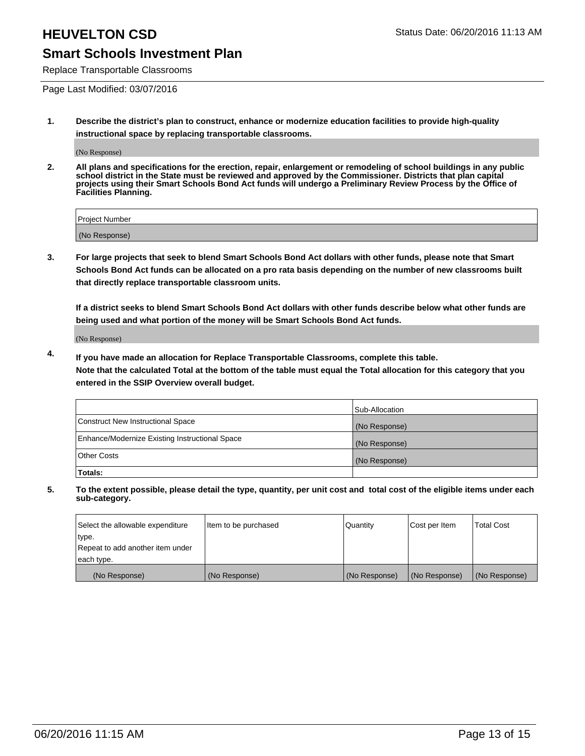# HEUVELTON CSD

Status Date: 06/20/2016 11:13 AM

## Smart Schools Investment Plan

Replace Transportable Classrooms

Page Last Modified: 03/07/2016

**1. Describe the district's plan to construct, enhance or modernize education facilities to provide high-quality instructional space by replacing transportable classrooms.**

(No Response)

**2. All plans and specifications for the erection, repair, enlargement or remodeling of school buildings in any public school district in the State must be reviewed and approved by the Commissioner. Districts that plan capital projects using their Smart Schools Bond Act funds will undergo a Preliminary Review Process by the Office of Facilities Planning.**

| Project Number |
|---|
| (No Response) |

**3. For large projects that seek to blend Smart Schools Bond Act dollars with other funds, please note that Smart Schools Bond Act funds can be allocated on a pro rata basis depending on the number of new classrooms built that directly replace transportable classroom units.**

**If a district seeks to blend Smart Schools Bond Act dollars with other funds describe below what other funds are being used and what portion of the money will be Smart Schools Bond Act funds.**

(No Response)

**4. If you have made an allocation for Replace Transportable Classrooms, complete this table. Note that the calculated Total at the bottom of the table must equal the Total allocation for this category that you entered in the SSIP Overview overall budget.**

| | Sub-Allocation |
|---|---|
| Construct New Instructional Space | (No Response) |
| Enhance/Modernize Existing Instructional Space | (No Response) |
| Other Costs | (No Response) |
| **Totals:** | |

**5. To the extent possible, please detail the type, quantity, per unit cost and total cost of the eligible items under each sub-category.**

| Select the allowable expenditure type. Repeat to add another item under each type. | Item to be purchased | Quantity | Cost per Item | Total Cost |
|---|---|---|---|---|
| (No Response) | (No Response) | (No Response) | (No Response) | (No Response) |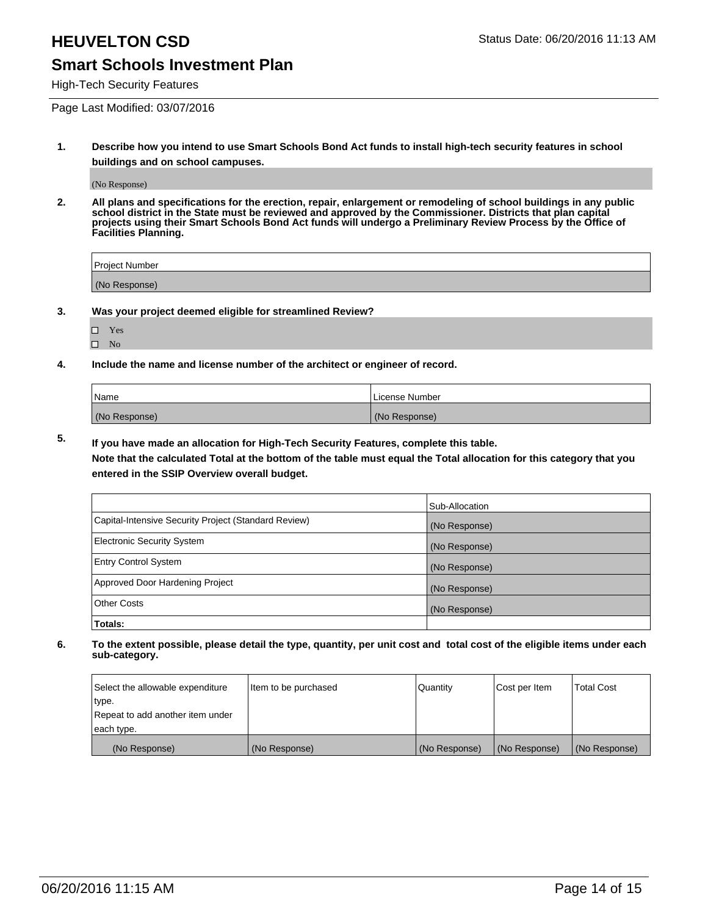# HEUVELTON CSD

Status Date: 06/20/2016 11:13 AM

## Smart Schools Investment Plan

High-Tech Security Features

Page Last Modified: 03/07/2016

**1. Describe how you intend to use Smart Schools Bond Act funds to install high-tech security features in school buildings and on school campuses.**

(No Response)

**2. All plans and specifications for the erection, repair, enlargement or remodeling of school buildings in any public school district in the State must be reviewed and approved by the Commissioner. Districts that plan capital projects using their Smart Schools Bond Act funds will undergo a Preliminary Review Process by the Office of Facilities Planning.**

| Project Number |
|---|
| (No Response) |

**3. Was your project deemed eligible for streamlined Review?**

- ☐ Yes
- ☐ No

**4. Include the name and license number of the architect or engineer of record.**

| Name | License Number |
|---|---|
| (No Response) | (No Response) |

**5. If you have made an allocation for High-Tech Security Features, complete this table.**
**Note that the calculated Total at the bottom of the table must equal the Total allocation for this category that you entered in the SSIP Overview overall budget.**

| | Sub-Allocation |
|---|---|
| Capital-Intensive Security Project (Standard Review) | (No Response) |
| Electronic Security System | (No Response) |
| Entry Control System | (No Response) |
| Approved Door Hardening Project | (No Response) |
| Other Costs | (No Response) |
| **Totals:** | |

**6. To the extent possible, please detail the type, quantity, per unit cost and total cost of the eligible items under each sub-category.**

| Select the allowable expenditure type. Repeat to add another item under each type. | Item to be purchased | Quantity | Cost per Item | Total Cost |
|---|---|---|---|---|
| (No Response) | (No Response) | (No Response) | (No Response) | (No Response) |